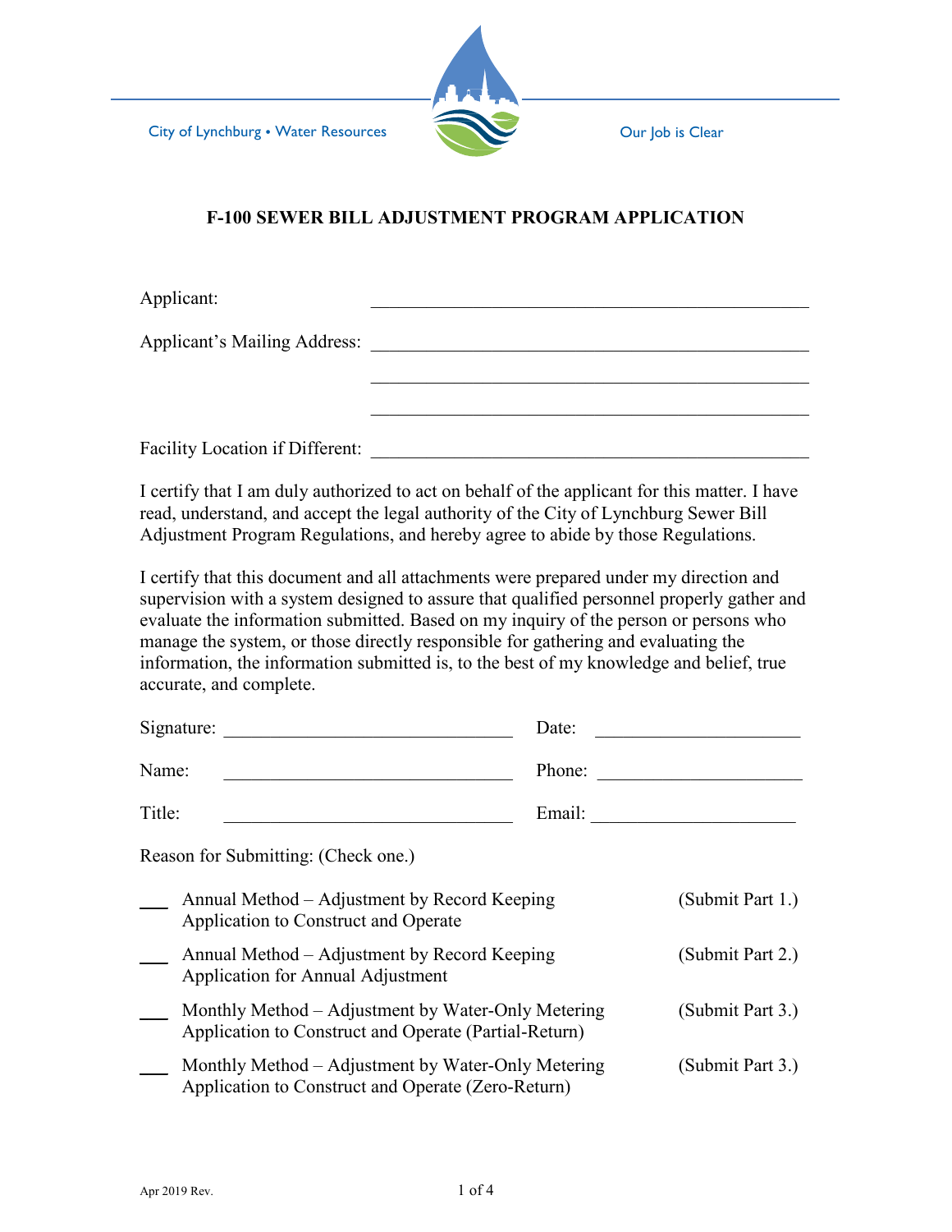City of Lynchburg • Water Resources

Our Job is Clear

# F-100 SEWER BILL ADJUSTMENT PROGRAM APPLICATION

Applicant: \_\_\_\_\_\_\_\_\_\_\_\_\_\_\_\_\_\_\_\_\_\_\_\_\_\_\_\_\_\_\_\_\_\_\_\_\_\_\_\_\_\_\_\_

Applicant's Mailing Address: \_\_\_\_\_\_\_\_\_\_\_\_\_\_\_\_\_\_\_\_\_\_\_\_\_\_\_\_\_\_\_\_\_\_\_\_\_\_\_\_\_\_\_\_

\_\_\_\_\_\_\_\_\_\_\_\_\_\_\_\_\_\_\_\_\_\_\_\_\_\_\_\_\_\_\_\_\_\_\_\_\_\_\_\_\_\_\_\_

\_\_\_\_\_\_\_\_\_\_\_\_\_\_\_\_\_\_\_\_\_\_\_\_\_\_\_\_\_\_\_\_\_\_\_\_\_\_\_\_\_\_\_\_

Facility Location if Different: \_\_\_\_\_\_\_\_\_\_\_\_\_\_\_\_\_\_\_\_\_\_\_\_\_\_\_\_\_\_\_\_\_\_\_\_\_\_\_\_\_\_\_\_

I certify that I am duly authorized to act on behalf of the applicant for this matter. I have read, understand, and accept the legal authority of the City of Lynchburg Sewer Bill Adjustment Program Regulations, and hereby agree to abide by those Regulations.

I certify that this document and all attachments were prepared under my direction and supervision with a system designed to assure that qualified personnel properly gather and evaluate the information submitted. Based on my inquiry of the person or persons who manage the system, or those directly responsible for gathering and evaluating the information, the information submitted is, to the best of my knowledge and belief, true accurate, and complete.

Signature: \_\_\_\_\_\_\_\_\_\_\_\_\_\_\_\_\_\_\_\_\_\_\_\_\_\_\_\_\_\_ Date: \_\_\_\_\_\_\_\_\_\_\_\_\_\_\_\_\_\_\_\_\_\_

Name: \_\_\_\_\_\_\_\_\_\_\_\_\_\_\_\_\_\_\_\_\_\_\_\_\_\_\_\_\_\_ Phone: \_\_\_\_\_\_\_\_\_\_\_\_\_\_\_\_\_\_\_\_\_\_

Title: \_\_\_\_\_\_\_\_\_\_\_\_\_\_\_\_\_\_\_\_\_\_\_\_\_\_\_\_\_\_ Email: \_\_\_\_\_\_\_\_\_\_\_\_\_\_\_\_\_\_\_\_\_\_

Reason for Submitting: (Check one.)

\_\_\_ Annual Method – Adjustment by Record Keeping Application to Construct and Operate (Submit Part 1.)

\_\_\_ Annual Method – Adjustment by Record Keeping Application for Annual Adjustment (Submit Part 2.)

\_\_\_ Monthly Method – Adjustment by Water-Only Metering Application to Construct and Operate (Partial-Return) (Submit Part 3.)

\_\_\_ Monthly Method – Adjustment by Water-Only Metering Application to Construct and Operate (Zero-Return) (Submit Part 3.)

Apr 2019 Rev.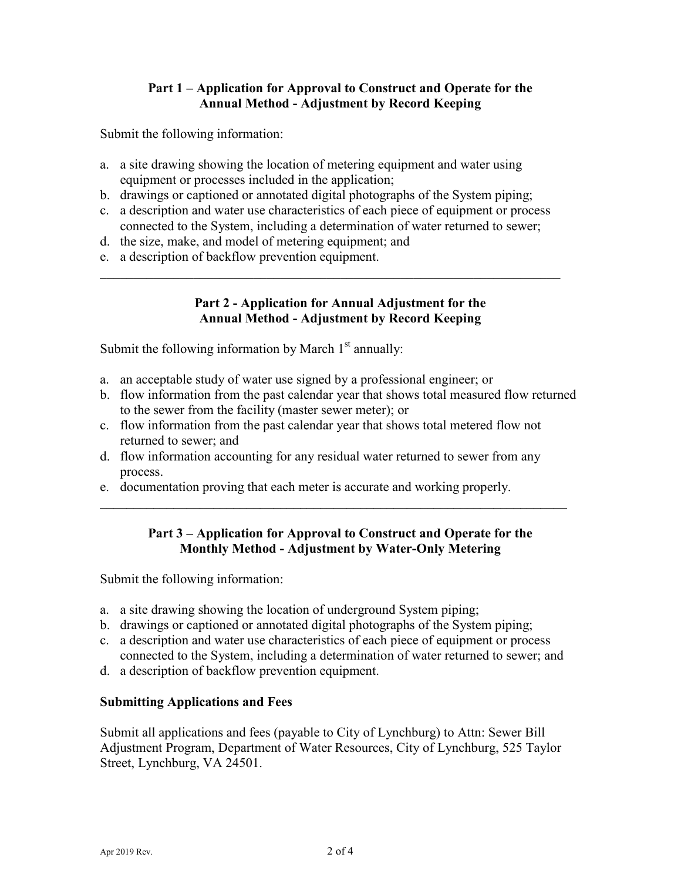### Part 1 – Application for Approval to Construct and Operate for the Annual Method - Adjustment by Record Keeping

Submit the following information:

a. a site drawing showing the location of metering equipment and water using equipment or processes included in the application;
b. drawings or captioned or annotated digital photographs of the System piping;
c. a description and water use characteristics of each piece of equipment or process connected to the System, including a determination of water returned to sewer;
d. the size, make, and model of metering equipment; and
e. a description of backflow prevention equipment.

---

### Part 2 - Application for Annual Adjustment for the Annual Method - Adjustment by Record Keeping

Submit the following information by March 1st annually:

a. an acceptable study of water use signed by a professional engineer; or
b. flow information from the past calendar year that shows total measured flow returned to the sewer from the facility (master sewer meter); or
c. flow information from the past calendar year that shows total metered flow not returned to sewer; and
d. flow information accounting for any residual water returned to sewer from any process.
e. documentation proving that each meter is accurate and working properly.

---

### Part 3 – Application for Approval to Construct and Operate for the Monthly Method - Adjustment by Water-Only Metering

Submit the following information:

a. a site drawing showing the location of underground System piping;
b. drawings or captioned or annotated digital photographs of the System piping;
c. a description and water use characteristics of each piece of equipment or process connected to the System, including a determination of water returned to sewer; and
d. a description of backflow prevention equipment.

**Submitting Applications and Fees**

Submit all applications and fees (payable to City of Lynchburg) to Attn: Sewer Bill Adjustment Program, Department of Water Resources, City of Lynchburg, 525 Taylor Street, Lynchburg, VA 24501.

Apr 2019 Rev.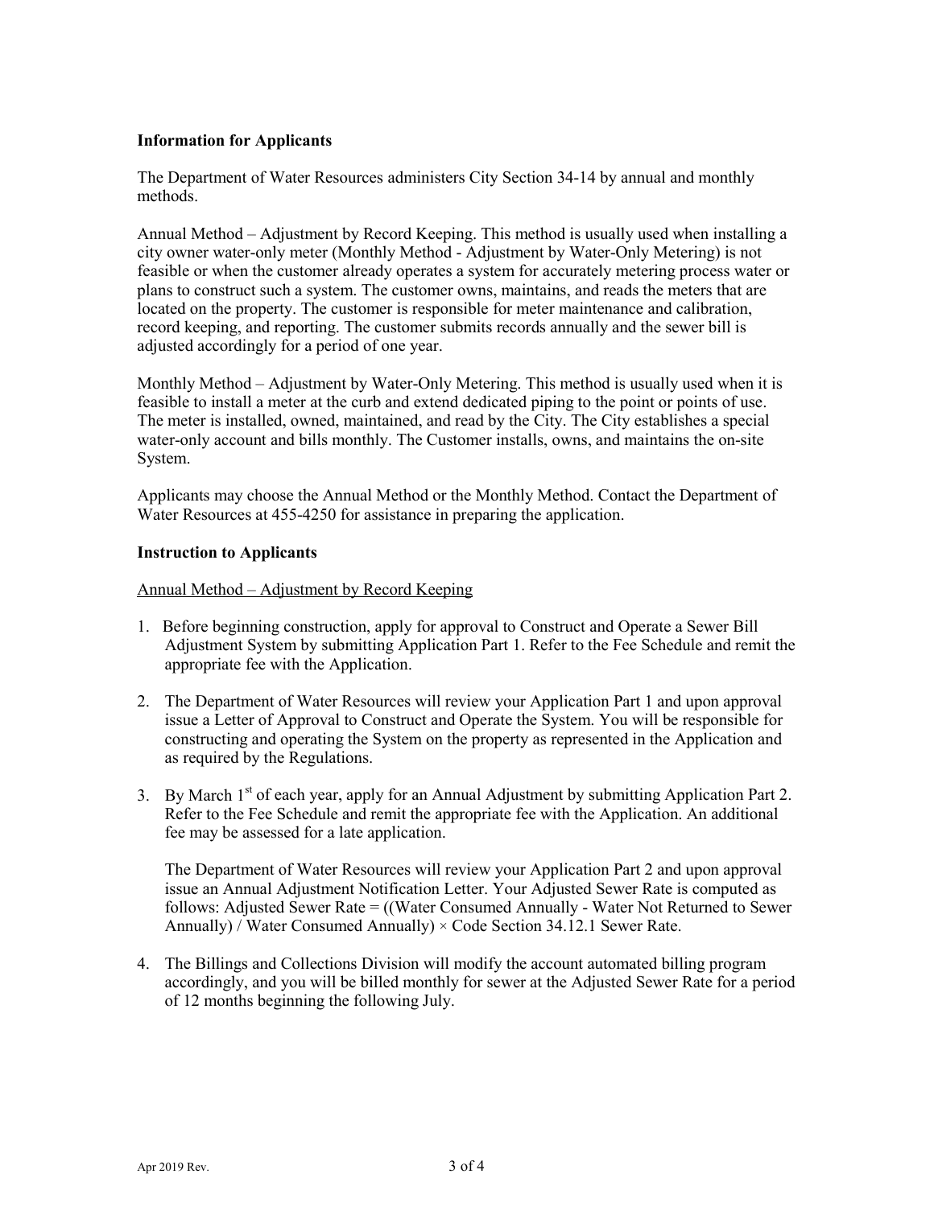**Information for Applicants**

The Department of Water Resources administers City Section 34-14 by annual and monthly methods.

Annual Method – Adjustment by Record Keeping. This method is usually used when installing a city owner water-only meter (Monthly Method - Adjustment by Water-Only Metering) is not feasible or when the customer already operates a system for accurately metering process water or plans to construct such a system. The customer owns, maintains, and reads the meters that are located on the property. The customer is responsible for meter maintenance and calibration, record keeping, and reporting. The customer submits records annually and the sewer bill is adjusted accordingly for a period of one year.

Monthly Method – Adjustment by Water-Only Metering. This method is usually used when it is feasible to install a meter at the curb and extend dedicated piping to the point or points of use. The meter is installed, owned, maintained, and read by the City. The City establishes a special water-only account and bills monthly. The Customer installs, owns, and maintains the on-site System.

Applicants may choose the Annual Method or the Monthly Method. Contact the Department of Water Resources at 455-4250 for assistance in preparing the application.

**Instruction to Applicants**

Annual Method – Adjustment by Record Keeping

1. Before beginning construction, apply for approval to Construct and Operate a Sewer Bill Adjustment System by submitting Application Part 1. Refer to the Fee Schedule and remit the appropriate fee with the Application.

2. The Department of Water Resources will review your Application Part 1 and upon approval issue a Letter of Approval to Construct and Operate the System. You will be responsible for constructing and operating the System on the property as represented in the Application and as required by the Regulations.

3. By March 1st of each year, apply for an Annual Adjustment by submitting Application Part 2. Refer to the Fee Schedule and remit the appropriate fee with the Application. An additional fee may be assessed for a late application.

   The Department of Water Resources will review your Application Part 2 and upon approval issue an Annual Adjustment Notification Letter. Your Adjusted Sewer Rate is computed as follows: Adjusted Sewer Rate = ((Water Consumed Annually - Water Not Returned to Sewer Annually) / Water Consumed Annually) × Code Section 34.12.1 Sewer Rate.

4. The Billings and Collections Division will modify the account automated billing program accordingly, and you will be billed monthly for sewer at the Adjusted Sewer Rate for a period of 12 months beginning the following July.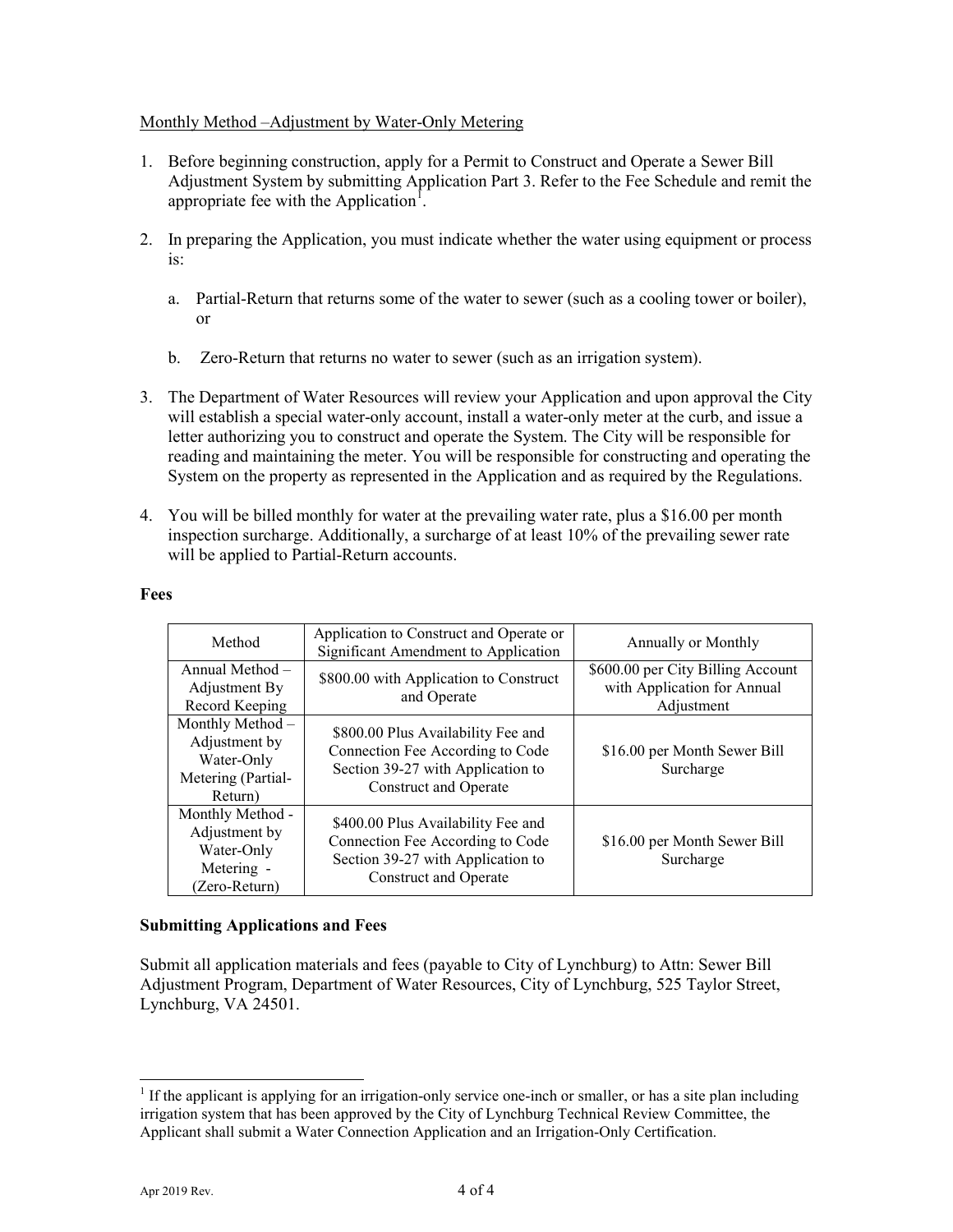Monthly Method –Adjustment by Water-Only Metering

1. Before beginning construction, apply for a Permit to Construct and Operate a Sewer Bill Adjustment System by submitting Application Part 3. Refer to the Fee Schedule and remit the appropriate fee with the Application[1].

2. In preparing the Application, you must indicate whether the water using equipment or process is:

   a. Partial-Return that returns some of the water to sewer (such as a cooling tower or boiler), or

   b. Zero-Return that returns no water to sewer (such as an irrigation system).

3. The Department of Water Resources will review your Application and upon approval the City will establish a special water-only account, install a water-only meter at the curb, and issue a letter authorizing you to construct and operate the System. The City will be responsible for reading and maintaining the meter. You will be responsible for constructing and operating the System on the property as represented in the Application and as required by the Regulations.

4. You will be billed monthly for water at the prevailing water rate, plus a $16.00 per month inspection surcharge. Additionally, a surcharge of at least 10% of the prevailing sewer rate will be applied to Partial-Return accounts.

**Fees**

| Method | Application to Construct and Operate or Significant Amendment to Application | Annually or Monthly |
|---|---|---|
| Annual Method – Adjustment By Record Keeping | $800.00 with Application to Construct and Operate | $600.00 per City Billing Account with Application for Annual Adjustment |
| Monthly Method – Adjustment by Water-Only Metering (Partial-Return) | $800.00 Plus Availability Fee and Connection Fee According to Code Section 39-27 with Application to Construct and Operate | $16.00 per Month Sewer Bill Surcharge |
| Monthly Method - Adjustment by Water-Only Metering - (Zero-Return) | $400.00 Plus Availability Fee and Connection Fee According to Code Section 39-27 with Application to Construct and Operate | $16.00 per Month Sewer Bill Surcharge |

**Submitting Applications and Fees**

Submit all application materials and fees (payable to City of Lynchburg) to Attn: Sewer Bill Adjustment Program, Department of Water Resources, City of Lynchburg, 525 Taylor Street, Lynchburg, VA 24501.

[1] If the applicant is applying for an irrigation-only service one-inch or smaller, or has a site plan including irrigation system that has been approved by the City of Lynchburg Technical Review Committee, the Applicant shall submit a Water Connection Application and an Irrigation-Only Certification.

Apr 2019 Rev.